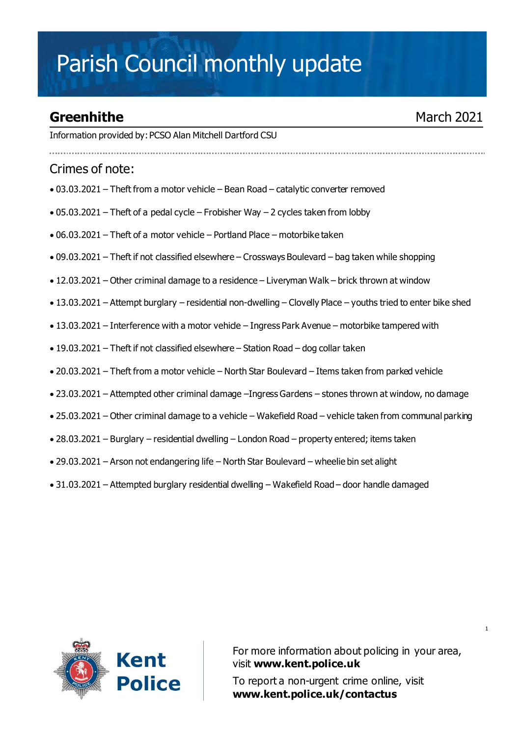# Parish Council monthly update

## Greenhithe

March 2021

Information provided by: PCSO Alan Mitchell Dartford CSU

## Crimes of note:

- 03.03.2021 – Theft from a motor vehicle – Bean Road – catalytic converter removed
- 05.03.2021 – Theft of a pedal cycle – Frobisher Way – 2 cycles taken from lobby
- 06.03.2021 – Theft of a motor vehicle – Portland Place – motorbike taken
- 09.03.2021 – Theft if not classified elsewhere – Crossways Boulevard – bag taken while shopping
- 12.03.2021 – Other criminal damage to a residence – Liveryman Walk – brick thrown at window
- 13.03.2021 – Attempt burglary – residential non-dwelling – Clovelly Place – youths tried to enter bike shed
- 13.03.2021 – Interference with a motor vehicle – Ingress Park Avenue – motorbike tampered with
- 19.03.2021 – Theft if not classified elsewhere – Station Road – dog collar taken
- 20.03.2021 – Theft from a motor vehicle – North Star Boulevard – Items taken from parked vehicle
- 23.03.2021 – Attempted other criminal damage –Ingress Gardens – stones thrown at window, no damage
- 25.03.2021 – Other criminal damage to a vehicle – Wakefield Road – vehicle taken from communal parking
- 28.03.2021 – Burglary – residential dwelling – London Road – property entered; items taken
- 29.03.2021 – Arson not endangering life – North Star Boulevard – wheelie bin set alight
- 31.03.2021 – Attempted burglary residential dwelling – Wakefield Road – door handle damaged

Kent Police

For more information about policing in your area, visit **www.kent.police.uk**

To report a non-urgent crime online, visit **www.kent.police.uk/contactus**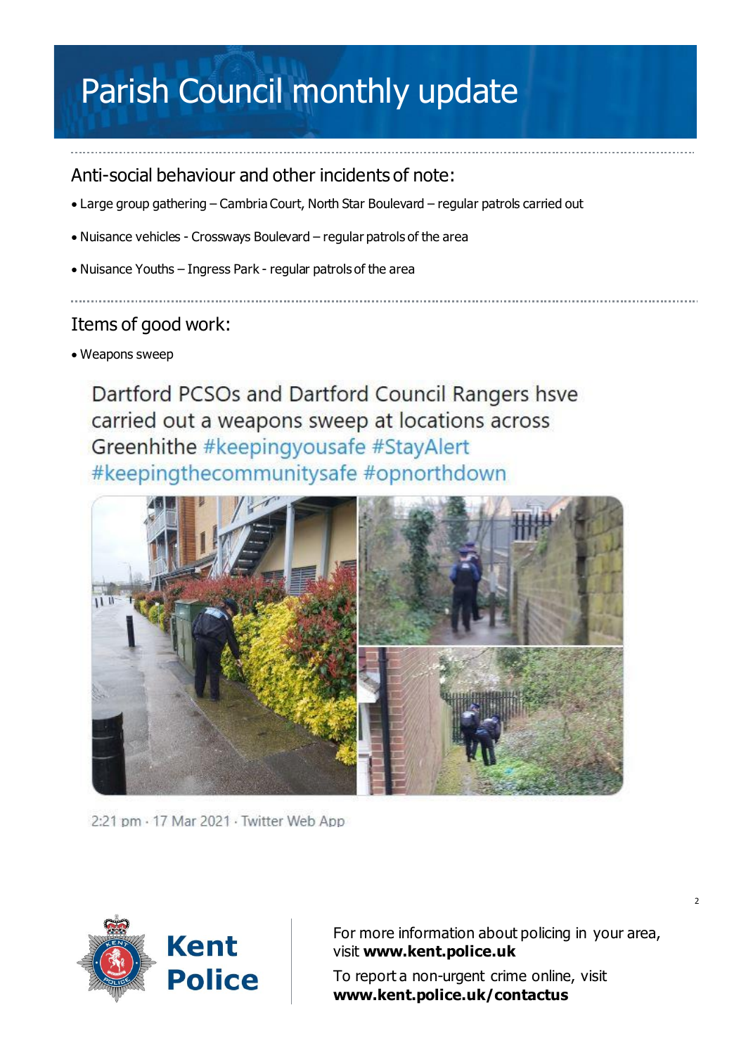# Parish Council monthly update

## Anti-social behaviour and other incidents of note:

- Large group gathering – Cambria Court, North Star Boulevard – regular patrols carried out
- Nuisance vehicles - Crossways Boulevard – regular patrols of the area
- Nuisance Youths – Ingress Park - regular patrols of the area

## Items of good work:

- Weapons sweep

Dartford PCSOs and Dartford Council Rangers hsve carried out a weapons sweep at locations across Greenhithe #keepingyousafe #StayAlert #keepingthecommunitysafe #opnorthdown

2:21 pm · 17 Mar 2021 · Twitter Web App

For more information about policing in your area, visit **www.kent.police.uk**

To report a non-urgent crime online, visit **www.kent.police.uk/contactus**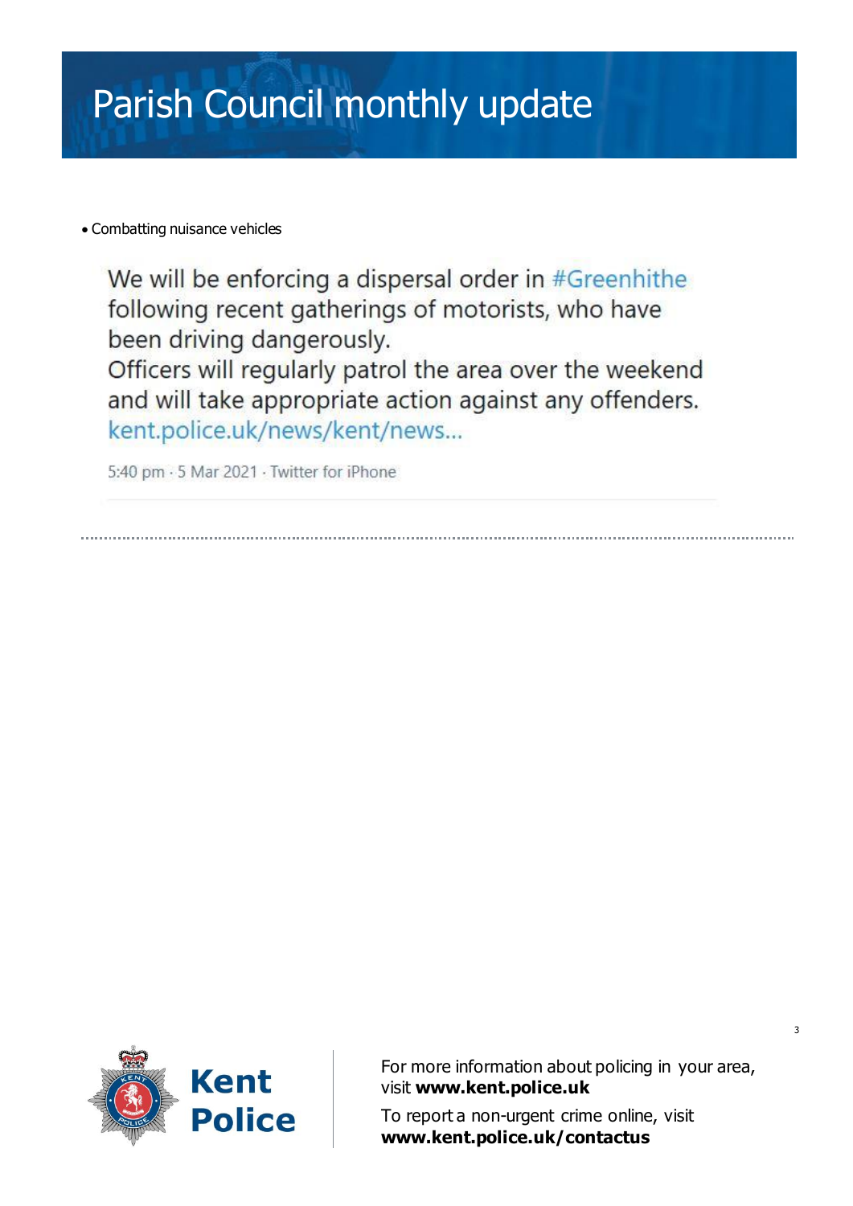# Parish Council monthly update

- Combatting nuisance vehicles

We will be enforcing a dispersal order in #Greenhithe following recent gatherings of motorists, who have been driving dangerously.
Officers will regularly patrol the area over the weekend and will take appropriate action against any offenders.
kent.police.uk/news/kent/news...

5:40 pm · 5 Mar 2021 · Twitter for iPhone

---

**Kent Police**

For more information about policing in your area, visit **www.kent.police.uk**

To report a non-urgent crime online, visit **www.kent.police.uk/contactus**